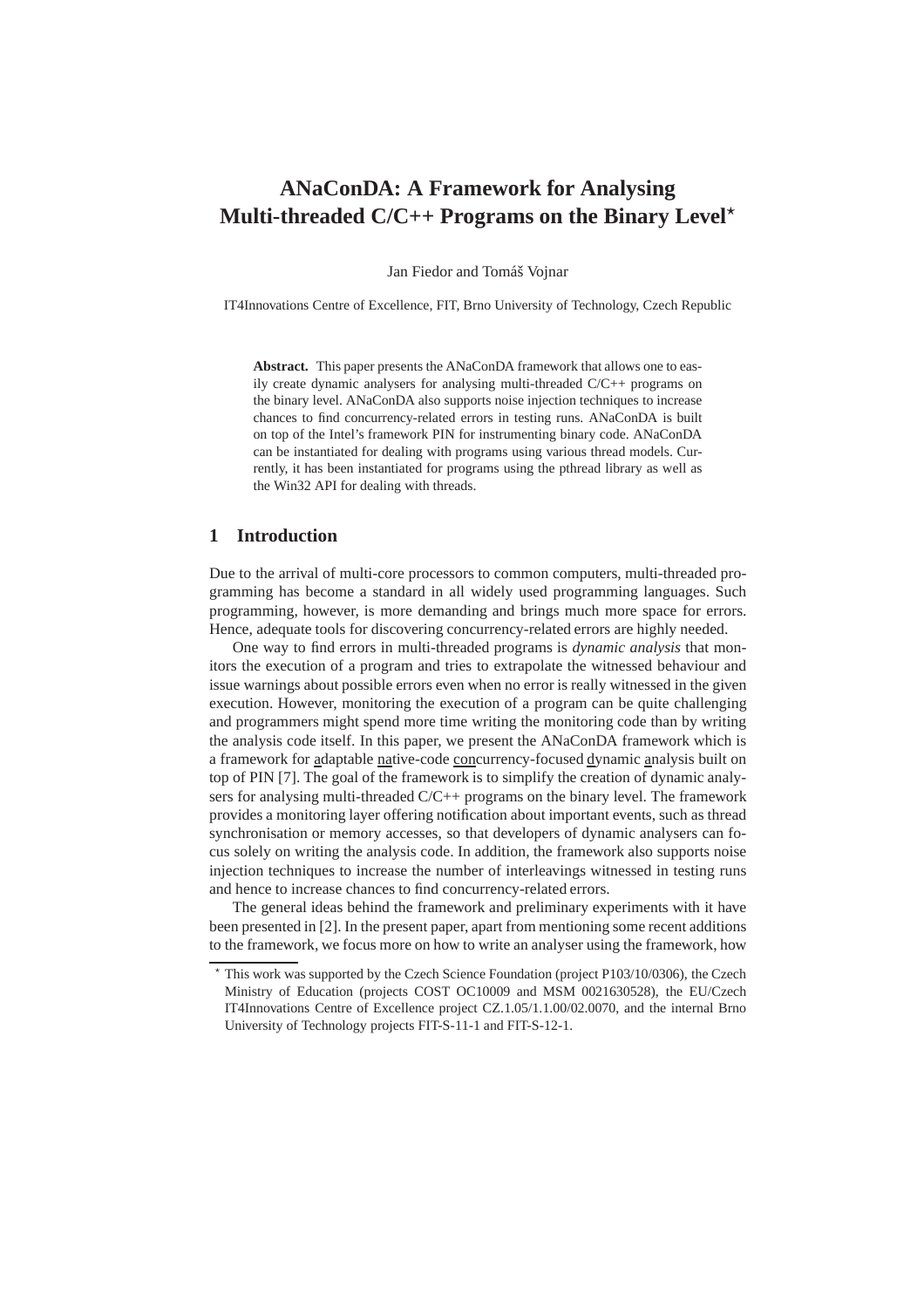# ANaConDA: A Framework for Analysing Multi-threaded C/C++ Programs on the Binary Level*

Jan Fiedor and Tomáš Vojnar

IT4Innovations Centre of Excellence, FIT, Brno University of Technology, Czech Republic

**Abstract.** This paper presents the ANaConDA framework that allows one to easily create dynamic analysers for analysing multi-threaded C/C++ programs on the binary level. ANaConDA also supports noise injection techniques to increase chances to find concurrency-related errors in testing runs. ANaConDA is built on top of the Intel's framework PIN for instrumenting binary code. ANaConDA can be instantiated for dealing with programs using various thread models. Currently, it has been instantiated for programs using the pthread library as well as the Win32 API for dealing with threads.

## 1 Introduction

Due to the arrival of multi-core processors to common computers, multi-threaded programming has become a standard in all widely used programming languages. Such programming, however, is more demanding and brings much more space for errors. Hence, adequate tools for discovering concurrency-related errors are highly needed.

One way to find errors in multi-threaded programs is *dynamic analysis* that monitors the execution of a program and tries to extrapolate the witnessed behaviour and issue warnings about possible errors even when no error is really witnessed in the given execution. However, monitoring the execution of a program can be quite challenging and programmers might spend more time writing the monitoring code than by writing the analysis code itself. In this paper, we present the ANaConDA framework which is a framework for <u>a</u>daptable <u>na</u>tive-code <u>con</u>currency-focused <u>d</u>ynamic <u>a</u>nalysis built on top of PIN [7]. The goal of the framework is to simplify the creation of dynamic analysers for analysing multi-threaded C/C++ programs on the binary level. The framework provides a monitoring layer offering notification about important events, such as thread synchronisation or memory accesses, so that developers of dynamic analysers can focus solely on writing the analysis code. In addition, the framework also supports noise injection techniques to increase the number of interleavings witnessed in testing runs and hence to increase chances to find concurrency-related errors.

The general ideas behind the framework and preliminary experiments with it have been presented in [2]. In the present paper, apart from mentioning some recent additions to the framework, we focus more on how to write an analyser using the framework, how

* This work was supported by the Czech Science Foundation (project P103/10/0306), the Czech Ministry of Education (projects COST OC10009 and MSM 0021630528), the EU/Czech IT4Innovations Centre of Excellence project CZ.1.05/1.1.00/02.0070, and the internal Brno University of Technology projects FIT-S-11-1 and FIT-S-12-1.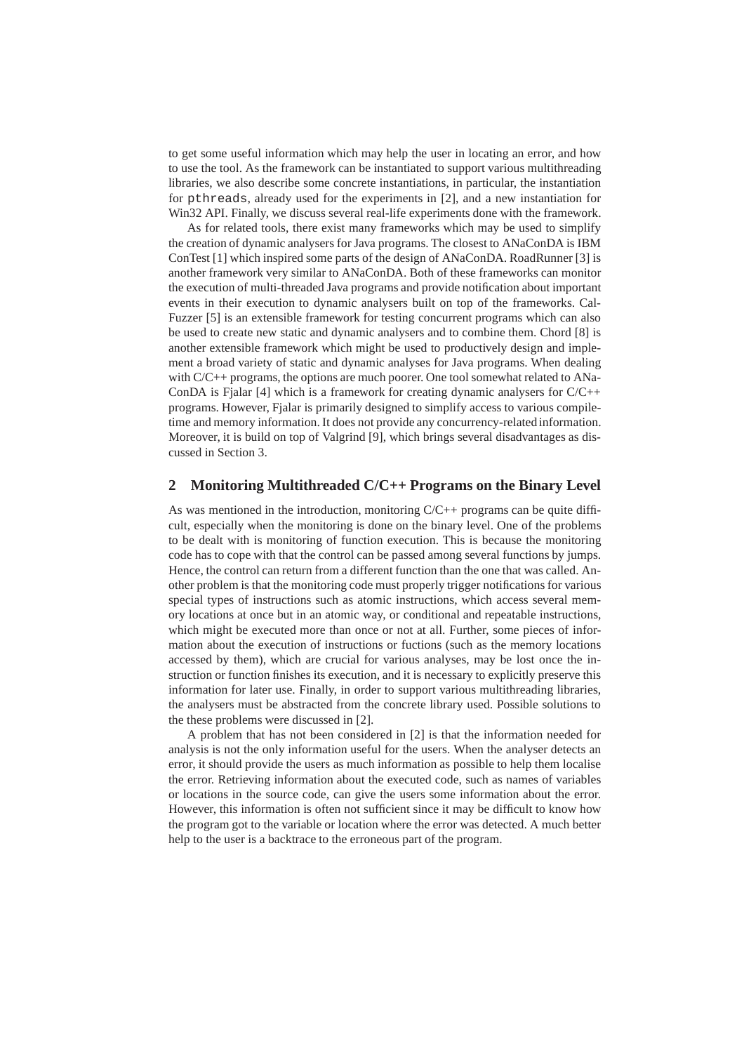to get some useful information which may help the user in locating an error, and how to use the tool. As the framework can be instantiated to support various multithreading libraries, we also describe some concrete instantiations, in particular, the instantiation for `pthreads`, already used for the experiments in [2], and a new instantiation for Win32 API. Finally, we discuss several real-life experiments done with the framework.

As for related tools, there exist many frameworks which may be used to simplify the creation of dynamic analysers for Java programs. The closest to ANaConDA is IBM ConTest [1] which inspired some parts of the design of ANaConDA. RoadRunner [3] is another framework very similar to ANaConDA. Both of these frameworks can monitor the execution of multi-threaded Java programs and provide notification about important events in their execution to dynamic analysers built on top of the frameworks. CalFuzzer [5] is an extensible framework for testing concurrent programs which can also be used to create new static and dynamic analysers and to combine them. Chord [8] is another extensible framework which might be used to productively design and implement a broad variety of static and dynamic analyses for Java programs. When dealing with C/C++ programs, the options are much poorer. One tool somewhat related to ANaConDA is Fjalar [4] which is a framework for creating dynamic analysers for C/C++ programs. However, Fjalar is primarily designed to simplify access to various compile-time and memory information. It does not provide any concurrency-related information. Moreover, it is build on top of Valgrind [9], which brings several disadvantages as discussed in Section 3.

## 2 Monitoring Multithreaded C/C++ Programs on the Binary Level

As was mentioned in the introduction, monitoring C/C++ programs can be quite difficult, especially when the monitoring is done on the binary level. One of the problems to be dealt with is monitoring of function execution. This is because the monitoring code has to cope with that the control can be passed among several functions by jumps. Hence, the control can return from a different function than the one that was called. Another problem is that the monitoring code must properly trigger notifications for various special types of instructions such as atomic instructions, which access several memory locations at once but in an atomic way, or conditional and repeatable instructions, which might be executed more than once or not at all. Further, some pieces of information about the execution of instructions or fuctions (such as the memory locations accessed by them), which are crucial for various analyses, may be lost once the instruction or function finishes its execution, and it is necessary to explicitly preserve this information for later use. Finally, in order to support various multithreading libraries, the analysers must be abstracted from the concrete library used. Possible solutions to the these problems were discussed in [2].

A problem that has not been considered in [2] is that the information needed for analysis is not the only information useful for the users. When the analyser detects an error, it should provide the users as much information as possible to help them localise the error. Retrieving information about the executed code, such as names of variables or locations in the source code, can give the users some information about the error. However, this information is often not sufficient since it may be difficult to know how the program got to the variable or location where the error was detected. A much better help to the user is a backtrace to the erroneous part of the program.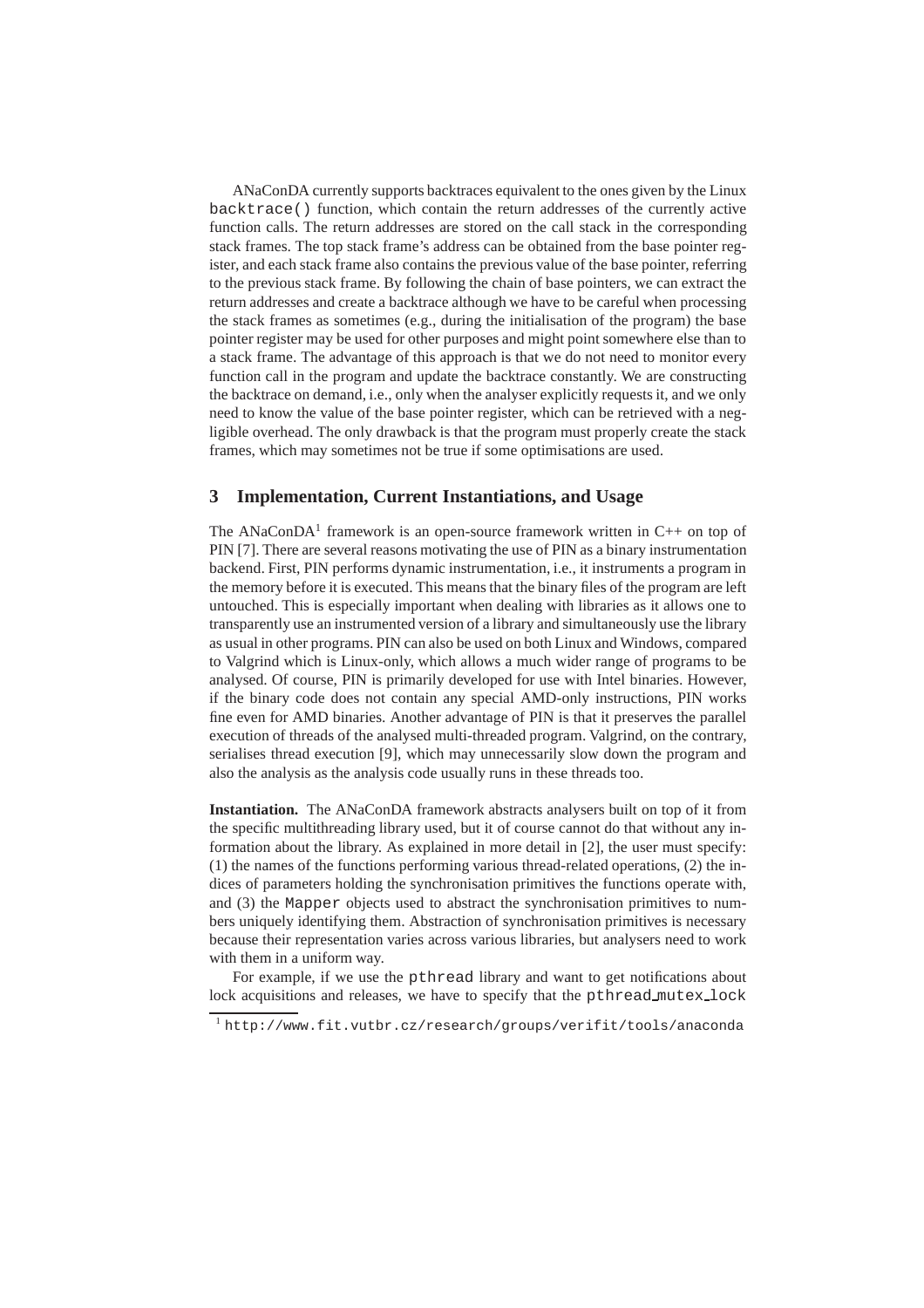ANaConDA currently supports backtraces equivalent to the ones given by the Linux `backtrace()` function, which contain the return addresses of the currently active function calls. The return addresses are stored on the call stack in the corresponding stack frames. The top stack frame's address can be obtained from the base pointer register, and each stack frame also contains the previous value of the base pointer, referring to the previous stack frame. By following the chain of base pointers, we can extract the return addresses and create a backtrace although we have to be careful when processing the stack frames as sometimes (e.g., during the initialisation of the program) the base pointer register may be used for other purposes and might point somewhere else than to a stack frame. The advantage of this approach is that we do not need to monitor every function call in the program and update the backtrace constantly. We are constructing the backtrace on demand, i.e., only when the analyser explicitly requests it, and we only need to know the value of the base pointer register, which can be retrieved with a negligible overhead. The only drawback is that the program must properly create the stack frames, which may sometimes not be true if some optimisations are used.

## 3 Implementation, Current Instantiations, and Usage

The ANaConDA[1] framework is an open-source framework written in C++ on top of PIN [7]. There are several reasons motivating the use of PIN as a binary instrumentation backend. First, PIN performs dynamic instrumentation, i.e., it instruments a program in the memory before it is executed. This means that the binary files of the program are left untouched. This is especially important when dealing with libraries as it allows one to transparently use an instrumented version of a library and simultaneously use the library as usual in other programs. PIN can also be used on both Linux and Windows, compared to Valgrind which is Linux-only, which allows a much wider range of programs to be analysed. Of course, PIN is primarily developed for use with Intel binaries. However, if the binary code does not contain any special AMD-only instructions, PIN works fine even for AMD binaries. Another advantage of PIN is that it preserves the parallel execution of threads of the analysed multi-threaded program. Valgrind, on the contrary, serialises thread execution [9], which may unnecessarily slow down the program and also the analysis as the analysis code usually runs in these threads too.

**Instantiation.** The ANaConDA framework abstracts analysers built on top of it from the specific multithreading library used, but it of course cannot do that without any information about the library. As explained in more detail in [2], the user must specify: (1) the names of the functions performing various thread-related operations, (2) the indices of parameters holding the synchronisation primitives the functions operate with, and (3) the `Mapper` objects used to abstract the synchronisation primitives to numbers uniquely identifying them. Abstraction of synchronisation primitives is necessary because their representation varies across various libraries, but analysers need to work with them in a uniform way.

For example, if we use the `pthread` library and want to get notifications about lock acquisitions and releases, we have to specify that the `pthread_mutex_lock`

[1] `http://www.fit.vutbr.cz/research/groups/verifit/tools/anaconda`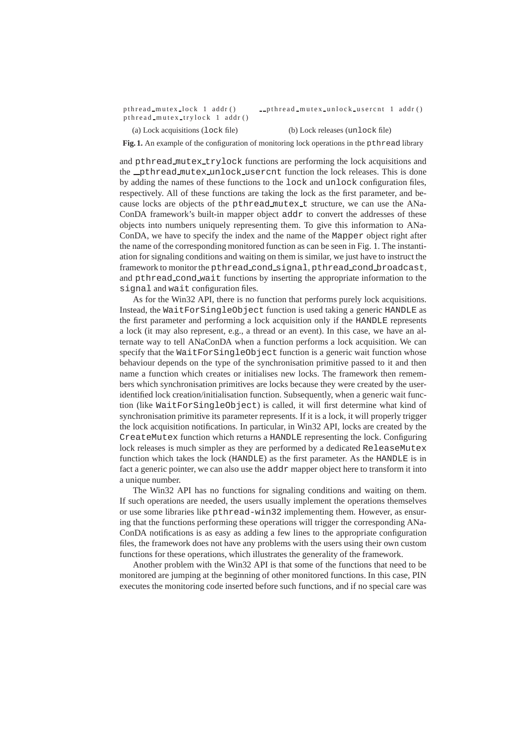```
pthread_mutex_lock 1 addr()
pthread_mutex_trylock 1 addr()
```

(a) Lock acquisitions (lock file)

```
__pthread_mutex_unlock_usercnt 1 addr()
```

(b) Lock releases (unlock file)

**Fig. 1.** An example of the configuration of monitoring lock operations in the pthread library

and pthread_mutex_trylock functions are performing the lock acquisitions and the __pthread_mutex_unlock_usercnt function the lock releases. This is done by adding the names of these functions to the lock and unlock configuration files, respectively. All of these functions are taking the lock as the first parameter, and because locks are objects of the pthread_mutex_t structure, we can use the ANaConDA framework's built-in mapper object addr to convert the addresses of these objects into numbers uniquely representing them. To give this information to ANaConDA, we have to specify the index and the name of the Mapper object right after the name of the corresponding monitored function as can be seen in Fig. 1. The instantiation for signaling conditions and waiting on them is similar, we just have to instruct the framework to monitor the pthread_cond_signal, pthread_cond_broadcast, and pthread_cond_wait functions by inserting the appropriate information to the signal and wait configuration files.

As for the Win32 API, there is no function that performs purely lock acquisitions. Instead, the WaitForSingleObject function is used taking a generic HANDLE as the first parameter and performing a lock acquisition only if the HANDLE represents a lock (it may also represent, e.g., a thread or an event). In this case, we have an alternate way to tell ANaConDA when a function performs a lock acquisition. We can specify that the WaitForSingleObject function is a generic wait function whose behaviour depends on the type of the synchronisation primitive passed to it and then name a function which creates or initialises new locks. The framework then remembers which synchronisation primitives are locks because they were created by the user-identified lock creation/initialisation function. Subsequently, when a generic wait function (like WaitForSingleObject) is called, it will first determine what kind of synchronisation primitive its parameter represents. If it is a lock, it will properly trigger the lock acquisition notifications. In particular, in Win32 API, locks are created by the CreateMutex function which returns a HANDLE representing the lock. Configuring lock releases is much simpler as they are performed by a dedicated ReleaseMutex function which takes the lock (HANDLE) as the first parameter. As the HANDLE is in fact a generic pointer, we can also use the addr mapper object here to transform it into a unique number.

The Win32 API has no functions for signaling conditions and waiting on them. If such operations are needed, the users usually implement the operations themselves or use some libraries like pthread-win32 implementing them. However, as ensuring that the functions performing these operations will trigger the corresponding ANaConDA notifications is as easy as adding a few lines to the appropriate configuration files, the framework does not have any problems with the users using their own custom functions for these operations, which illustrates the generality of the framework.

Another problem with the Win32 API is that some of the functions that need to be monitored are jumping at the beginning of other monitored functions. In this case, PIN executes the monitoring code inserted before such functions, and if no special care was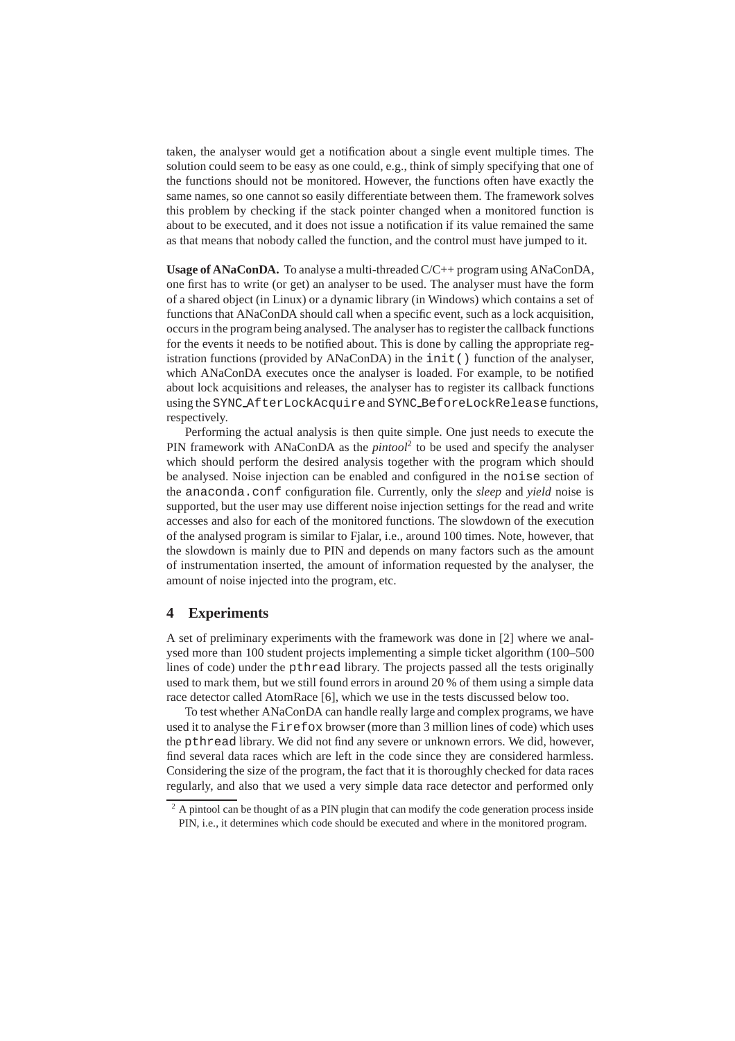taken, the analyser would get a notification about a single event multiple times. The solution could seem to be easy as one could, e.g., think of simply specifying that one of the functions should not be monitored. However, the functions often have exactly the same names, so one cannot so easily differentiate between them. The framework solves this problem by checking if the stack pointer changed when a monitored function is about to be executed, and it does not issue a notification if its value remained the same as that means that nobody called the function, and the control must have jumped to it.

**Usage of ANaConDA.** To analyse a multi-threaded C/C++ program using ANaConDA, one first has to write (or get) an analyser to be used. The analyser must have the form of a shared object (in Linux) or a dynamic library (in Windows) which contains a set of functions that ANaConDA should call when a specific event, such as a lock acquisition, occurs in the program being analysed. The analyser has to register the callback functions for the events it needs to be notified about. This is done by calling the appropriate registration functions (provided by ANaConDA) in the `init()` function of the analyser, which ANaConDA executes once the analyser is loaded. For example, to be notified about lock acquisitions and releases, the analyser has to register its callback functions using the `SYNC_AfterLockAcquire` and `SYNC_BeforeLockRelease` functions, respectively.

Performing the actual analysis is then quite simple. One just needs to execute the PIN framework with ANaConDA as the *pintool*[2] to be used and specify the analyser which should perform the desired analysis together with the program which should be analysed. Noise injection can be enabled and configured in the `noise` section of the `anaconda.conf` configuration file. Currently, only the *sleep* and *yield* noise is supported, but the user may use different noise injection settings for the read and write accesses and also for each of the monitored functions. The slowdown of the execution of the analysed program is similar to Fjalar, i.e., around 100 times. Note, however, that the slowdown is mainly due to PIN and depends on many factors such as the amount of instrumentation inserted, the amount of information requested by the analyser, the amount of noise injected into the program, etc.

## 4 Experiments

A set of preliminary experiments with the framework was done in [2] where we analysed more than 100 student projects implementing a simple ticket algorithm (100–500 lines of code) under the `pthread` library. The projects passed all the tests originally used to mark them, but we still found errors in around 20 % of them using a simple data race detector called AtomRace [6], which we use in the tests discussed below too.

To test whether ANaConDA can handle really large and complex programs, we have used it to analyse the `Firefox` browser (more than 3 million lines of code) which uses the `pthread` library. We did not find any severe or unknown errors. We did, however, find several data races which are left in the code since they are considered harmless. Considering the size of the program, the fact that it is thoroughly checked for data races regularly, and also that we used a very simple data race detector and performed only

[2] A pintool can be thought of as a PIN plugin that can modify the code generation process inside PIN, i.e., it determines which code should be executed and where in the monitored program.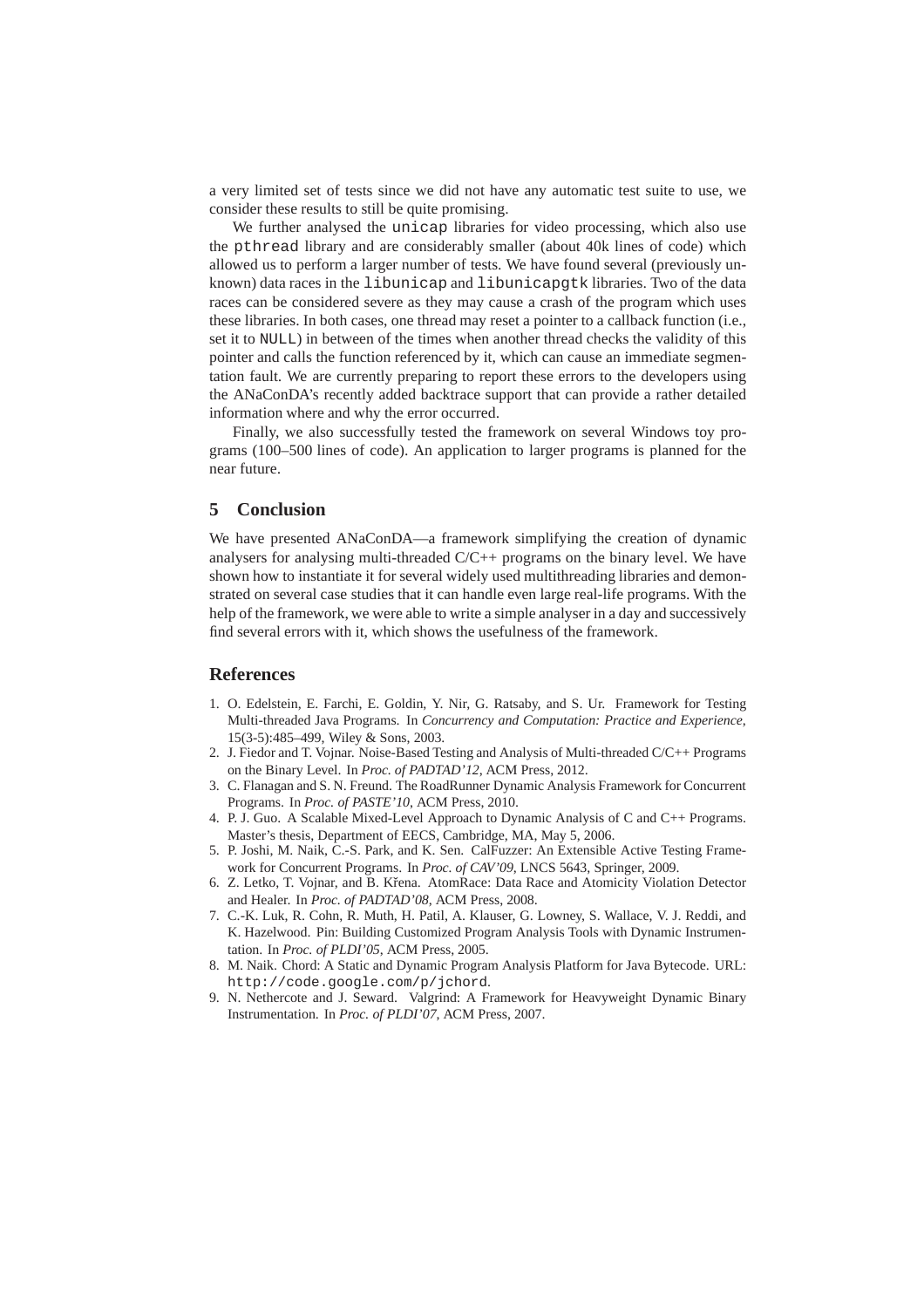a very limited set of tests since we did not have any automatic test suite to use, we consider these results to still be quite promising.

We further analysed the `unicap` libraries for video processing, which also use the `pthread` library and are considerably smaller (about 40k lines of code) which allowed us to perform a larger number of tests. We have found several (previously unknown) data races in the `libunicap` and `libunicapgtk` libraries. Two of the data races can be considered severe as they may cause a crash of the program which uses these libraries. In both cases, one thread may reset a pointer to a callback function (i.e., set it to `NULL`) in between of the times when another thread checks the validity of this pointer and calls the function referenced by it, which can cause an immediate segmentation fault. We are currently preparing to report these errors to the developers using the ANaConDA's recently added backtrace support that can provide a rather detailed information where and why the error occurred.

Finally, we also successfully tested the framework on several Windows toy programs (100–500 lines of code). An application to larger programs is planned for the near future.

## 5 Conclusion

We have presented ANaConDA—a framework simplifying the creation of dynamic analysers for analysing multi-threaded C/C++ programs on the binary level. We have shown how to instantiate it for several widely used multithreading libraries and demonstrated on several case studies that it can handle even large real-life programs. With the help of the framework, we were able to write a simple analyser in a day and successively find several errors with it, which shows the usefulness of the framework.

## References

1. O. Edelstein, E. Farchi, E. Goldin, Y. Nir, G. Ratsaby, and S. Ur. Framework for Testing Multi-threaded Java Programs. In *Concurrency and Computation: Practice and Experience*, 15(3-5):485–499, Wiley & Sons, 2003.
2. J. Fiedor and T. Vojnar. Noise-Based Testing and Analysis of Multi-threaded C/C++ Programs on the Binary Level. In *Proc. of PADTAD'12*, ACM Press, 2012.
3. C. Flanagan and S. N. Freund. The RoadRunner Dynamic Analysis Framework for Concurrent Programs. In *Proc. of PASTE'10*, ACM Press, 2010.
4. P. J. Guo. A Scalable Mixed-Level Approach to Dynamic Analysis of C and C++ Programs. Master's thesis, Department of EECS, Cambridge, MA, May 5, 2006.
5. P. Joshi, M. Naik, C.-S. Park, and K. Sen. CalFuzzer: An Extensible Active Testing Framework for Concurrent Programs. In *Proc. of CAV'09*, LNCS 5643, Springer, 2009.
6. Z. Letko, T. Vojnar, and B. Křena. AtomRace: Data Race and Atomicity Violation Detector and Healer. In *Proc. of PADTAD'08*, ACM Press, 2008.
7. C.-K. Luk, R. Cohn, R. Muth, H. Patil, A. Klauser, G. Lowney, S. Wallace, V. J. Reddi, and K. Hazelwood. Pin: Building Customized Program Analysis Tools with Dynamic Instrumentation. In *Proc. of PLDI'05*, ACM Press, 2005.
8. M. Naik. Chord: A Static and Dynamic Program Analysis Platform for Java Bytecode. URL: `http://code.google.com/p/jchord`.
9. N. Nethercote and J. Seward. Valgrind: A Framework for Heavyweight Dynamic Binary Instrumentation. In *Proc. of PLDI'07*, ACM Press, 2007.